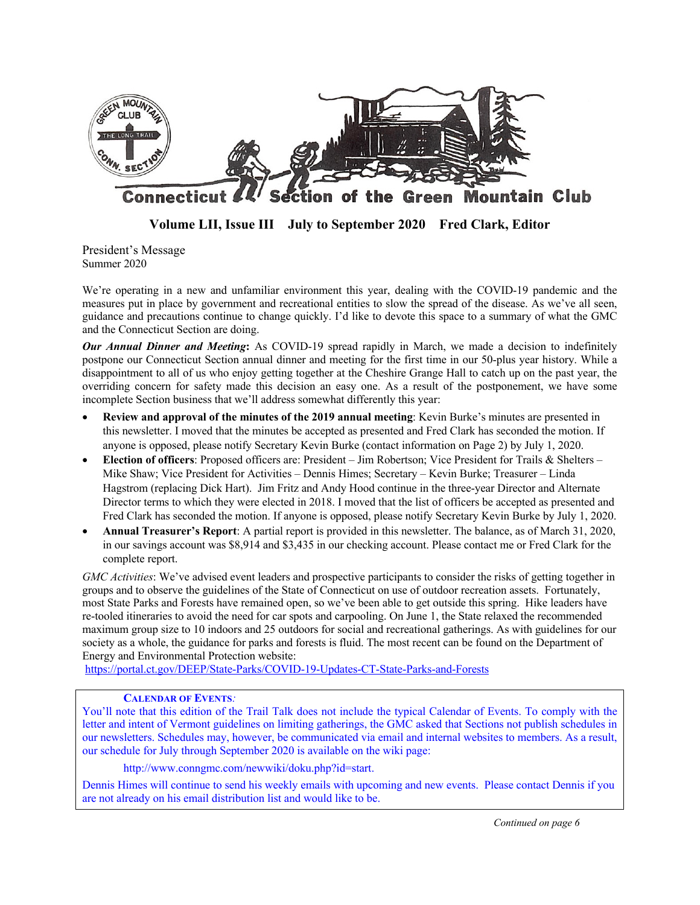# Connecticut Section of the Green Mountain Club

**Volume LII, Issue III July to September 2020 Fred Clark, Editor**

President's Message
Summer 2020

We're operating in a new and unfamiliar environment this year, dealing with the COVID-19 pandemic and the measures put in place by government and recreational entities to slow the spread of the disease. As we've all seen, guidance and precautions continue to change quickly. I'd like to devote this space to a summary of what the GMC and the Connecticut Section are doing.

***Our Annual Dinner and Meeting*:** As COVID-19 spread rapidly in March, we made a decision to indefinitely postpone our Connecticut Section annual dinner and meeting for the first time in our 50-plus year history. While a disappointment to all of us who enjoy getting together at the Cheshire Grange Hall to catch up on the past year, the overriding concern for safety made this decision an easy one. As a result of the postponement, we have some incomplete Section business that we'll address somewhat differently this year:

- **Review and approval of the minutes of the 2019 annual meeting**: Kevin Burke's minutes are presented in this newsletter. I moved that the minutes be accepted as presented and Fred Clark has seconded the motion. If anyone is opposed, please notify Secretary Kevin Burke (contact information on Page 2) by July 1, 2020.
- **Election of officers**: Proposed officers are: President – Jim Robertson; Vice President for Trails & Shelters – Mike Shaw; Vice President for Activities – Dennis Himes; Secretary – Kevin Burke; Treasurer – Linda Hagstrom (replacing Dick Hart). Jim Fritz and Andy Hood continue in the three-year Director and Alternate Director terms to which they were elected in 2018. I moved that the list of officers be accepted as presented and Fred Clark has seconded the motion. If anyone is opposed, please notify Secretary Kevin Burke by July 1, 2020.
- **Annual Treasurer's Report**: A partial report is provided in this newsletter. The balance, as of March 31, 2020, in our savings account was $8,914 and $3,435 in our checking account. Please contact me or Fred Clark for the complete report.

*GMC Activities*: We've advised event leaders and prospective participants to consider the risks of getting together in groups and to observe the guidelines of the State of Connecticut on use of outdoor recreation assets. Fortunately, most State Parks and Forests have remained open, so we've been able to get outside this spring. Hike leaders have re-tooled itineraries to avoid the need for car spots and carpooling. On June 1, the State relaxed the recommended maximum group size to 10 indoors and 25 outdoors for social and recreational gatherings. As with guidelines for our society as a whole, the guidance for parks and forests is fluid. The most recent can be found on the Department of Energy and Environmental Protection website:
https://portal.ct.gov/DEEP/State-Parks/COVID-19-Updates-CT-State-Parks-and-Forests

**CALENDAR OF EVENTS**:

You'll note that this edition of the Trail Talk does not include the typical Calendar of Events. To comply with the letter and intent of Vermont guidelines on limiting gatherings, the GMC asked that Sections not publish schedules in our newsletters. Schedules may, however, be communicated via email and internal websites to members. As a result, our schedule for July through September 2020 is available on the wiki page:

http://www.conngmc.com/newwiki/doku.php?id=start.

Dennis Himes will continue to send his weekly emails with upcoming and new events. Please contact Dennis if you are not already on his email distribution list and would like to be.

*Continued on page 6*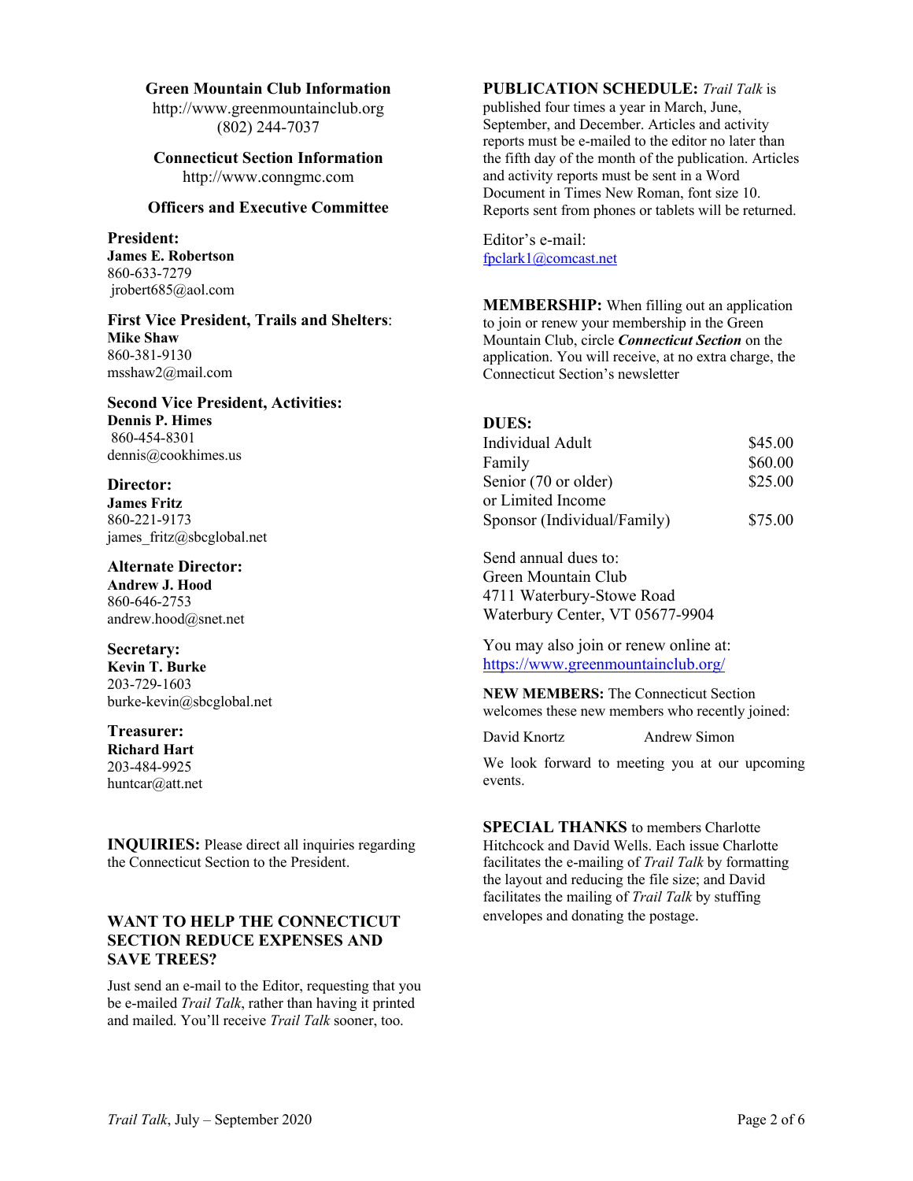## Green Mountain Club Information

http://www.greenmountainclub.org
(802) 244-7037

## Connecticut Section Information

http://www.conngmc.com

## Officers and Executive Committee

**President:**
**James E. Robertson**
860-633-7279
jrobert685@aol.com

**First Vice President, Trails and Shelters**:
**Mike Shaw**
860-381-9130
msshaw2@mail.com

**Second Vice President, Activities:**
**Dennis P. Himes**
860-454-8301
dennis@cookhimes.us

**Director:**
**James Fritz**
860-221-9173
james_fritz@sbcglobal.net

**Alternate Director:**
**Andrew J. Hood**
860-646-2753
andrew.hood@snet.net

**Secretary:**
**Kevin T. Burke**
203-729-1603
burke-kevin@sbcglobal.net

**Treasurer:**
**Richard Hart**
203-484-9925
huntcar@att.net

**INQUIRIES:** Please direct all inquiries regarding the Connecticut Section to the President.

### WANT TO HELP THE CONNECTICUT SECTION REDUCE EXPENSES AND SAVE TREES?

Just send an e-mail to the Editor, requesting that you be e-mailed *Trail Talk*, rather than having it printed and mailed. You'll receive *Trail Talk* sooner, too.

**PUBLICATION SCHEDULE:** *Trail Talk* is published four times a year in March, June, September, and December. Articles and activity reports must be e-mailed to the editor no later than the fifth day of the month of the publication. Articles and activity reports must be sent in a Word Document in Times New Roman, font size 10. Reports sent from phones or tablets will be returned.

Editor's e-mail:
fpclark1@comcast.net

**MEMBERSHIP:** When filling out an application to join or renew your membership in the Green Mountain Club, circle ***Connecticut Section*** on the application. You will receive, at no extra charge, the Connecticut Section's newsletter

**DUES:**

| | |
|---|---|
| Individual Adult | $45.00 |
| Family | $60.00 |
| Senior (70 or older) or Limited Income | $25.00 |
| Sponsor (Individual/Family) | $75.00 |

Send annual dues to:
Green Mountain Club
4711 Waterbury-Stowe Road
Waterbury Center, VT 05677-9904

You may also join or renew online at:
https://www.greenmountainclub.org/

**NEW MEMBERS:** The Connecticut Section welcomes these new members who recently joined:

David Knortz Andrew Simon

We look forward to meeting you at our upcoming events.

**SPECIAL THANKS** to members Charlotte Hitchcock and David Wells. Each issue Charlotte facilitates the e-mailing of *Trail Talk* by formatting the layout and reducing the file size; and David facilitates the mailing of *Trail Talk* by stuffing envelopes and donating the postage.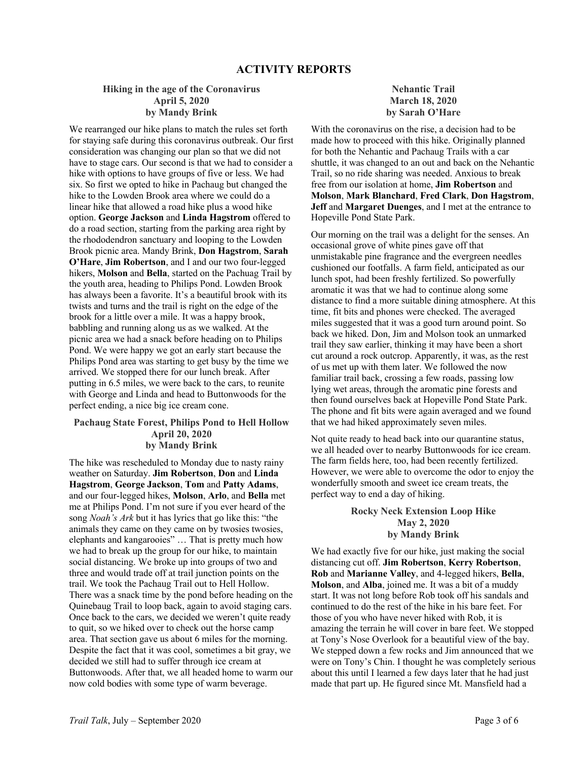# ACTIVITY REPORTS

### Hiking in the age of the Coronavirus
**April 5, 2020**
**by Mandy Brink**

We rearranged our hike plans to match the rules set forth for staying safe during this coronavirus outbreak. Our first consideration was changing our plan so that we did not have to stage cars. Our second is that we had to consider a hike with options to have groups of five or less. We had six. So first we opted to hike in Pachaug but changed the hike to the Lowden Brook area where we could do a linear hike that allowed a road hike plus a wood hike option. **George Jackson** and **Linda Hagstrom** offered to do a road section, starting from the parking area right by the rhododendron sanctuary and looping to the Lowden Brook picnic area. Mandy Brink, **Don Hagstrom**, **Sarah O'Hare**, **Jim Robertson**, and I and our two four-legged hikers, **Molson** and **Bella**, started on the Pachaug Trail by the youth area, heading to Philips Pond. Lowden Brook has always been a favorite. It's a beautiful brook with its twists and turns and the trail is right on the edge of the brook for a little over a mile. It was a happy brook, babbling and running along us as we walked. At the picnic area we had a snack before heading on to Philips Pond. We were happy we got an early start because the Philips Pond area was starting to get busy by the time we arrived. We stopped there for our lunch break. After putting in 6.5 miles, we were back to the cars, to reunite with George and Linda and head to Buttonwoods for the perfect ending, a nice big ice cream cone.

### Pachaug State Forest, Philips Pond to Hell Hollow
**April 20, 2020**
**by Mandy Brink**

The hike was rescheduled to Monday due to nasty rainy weather on Saturday. **Jim Robertson**, **Don** and **Linda Hagstrom**, **George Jackson**, **Tom** and **Patty Adams**, and our four-legged hikes, **Molson**, **Arlo**, and **Bella** met me at Philips Pond. I'm not sure if you ever heard of the song *Noah's Ark* but it has lyrics that go like this: "the animals they came on they came on by twosies twosies, elephants and kangarooies" … That is pretty much how we had to break up the group for our hike, to maintain social distancing. We broke up into groups of two and three and would trade off at trail junction points on the trail. We took the Pachaug Trail out to Hell Hollow. There was a snack time by the pond before heading on the Quinebaug Trail to loop back, again to avoid staging cars. Once back to the cars, we decided we weren't quite ready to quit, so we hiked over to check out the horse camp area. That section gave us about 6 miles for the morning. Despite the fact that it was cool, sometimes a bit gray, we decided we still had to suffer through ice cream at Buttonwoods. After that, we all headed home to warm our now cold bodies with some type of warm beverage.

### Nehantic Trail
**March 18, 2020**
**by Sarah O'Hare**

With the coronavirus on the rise, a decision had to be made how to proceed with this hike. Originally planned for both the Nehantic and Pachaug Trails with a car shuttle, it was changed to an out and back on the Nehantic Trail, so no ride sharing was needed. Anxious to break free from our isolation at home, **Jim Robertson** and **Molson**, **Mark Blanchard**, **Fred Clark**, **Don Hagstrom**, **Jeff** and **Margaret Duenges**, and I met at the entrance to Hopeville Pond State Park.

Our morning on the trail was a delight for the senses. An occasional grove of white pines gave off that unmistakable pine fragrance and the evergreen needles cushioned our footfalls. A farm field, anticipated as our lunch spot, had been freshly fertilized. So powerfully aromatic it was that we had to continue along some distance to find a more suitable dining atmosphere. At this time, fit bits and phones were checked. The averaged miles suggested that it was a good turn around point. So back we hiked. Don, Jim and Molson took an unmarked trail they saw earlier, thinking it may have been a short cut around a rock outcrop. Apparently, it was, as the rest of us met up with them later. We followed the now familiar trail back, crossing a few roads, passing low lying wet areas, through the aromatic pine forests and then found ourselves back at Hopeville Pond State Park. The phone and fit bits were again averaged and we found that we had hiked approximately seven miles.

Not quite ready to head back into our quarantine status, we all headed over to nearby Buttonwoods for ice cream. The farm fields here, too, had been recently fertilized. However, we were able to overcome the odor to enjoy the wonderfully smooth and sweet ice cream treats, the perfect way to end a day of hiking.

### Rocky Neck Extension Loop Hike
**May 2, 2020**
**by Mandy Brink**

We had exactly five for our hike, just making the social distancing cut off. **Jim Robertson**, **Kerry Robertson**, **Rob** and **Marianne Valley**, and 4-legged hikers, **Bella**, **Molson**, and **Alba**, joined me. It was a bit of a muddy start. It was not long before Rob took off his sandals and continued to do the rest of the hike in his bare feet. For those of you who have never hiked with Rob, it is amazing the terrain he will cover in bare feet. We stopped at Tony's Nose Overlook for a beautiful view of the bay. We stepped down a few rocks and Jim announced that we were on Tony's Chin. I thought he was completely serious about this until I learned a few days later that he had just made that part up. He figured since Mt. Mansfield had a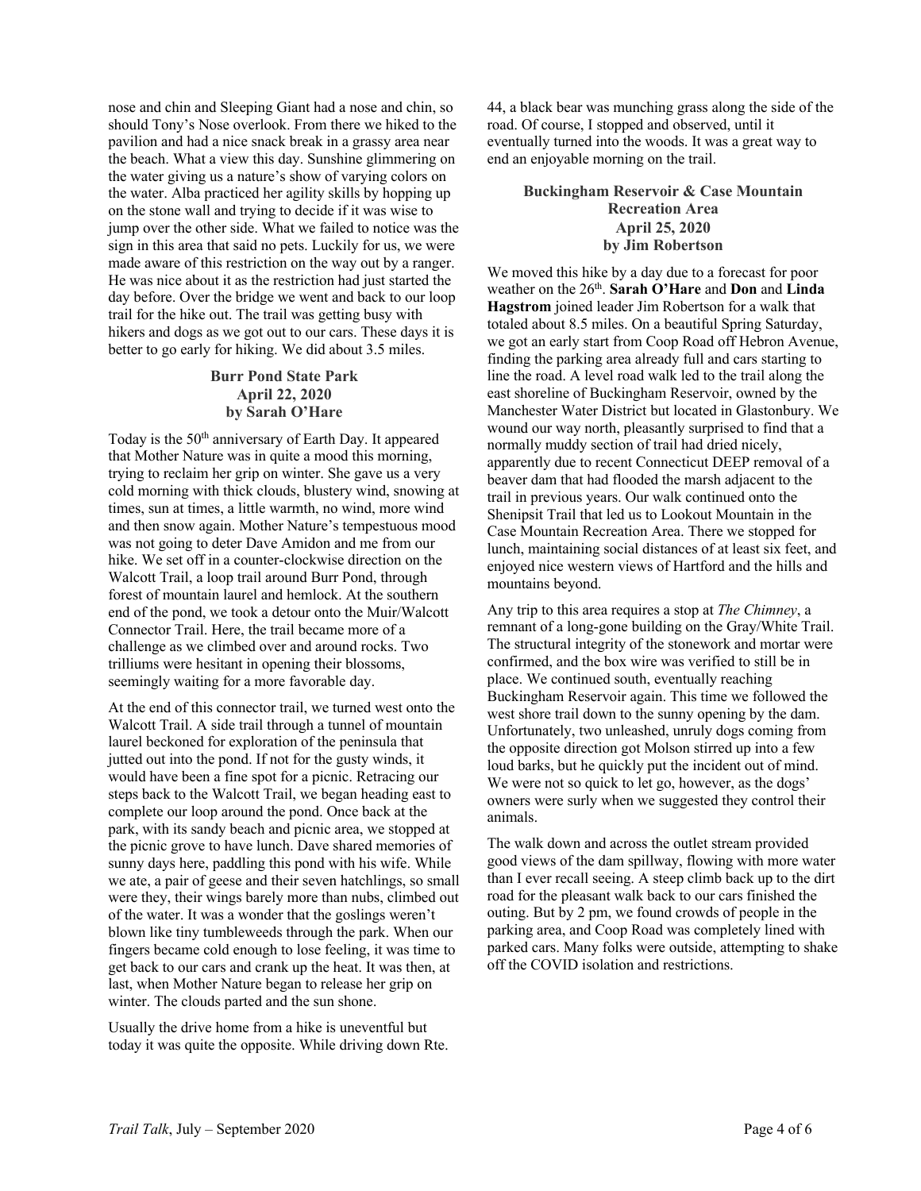nose and chin and Sleeping Giant had a nose and chin, so should Tony's Nose overlook. From there we hiked to the pavilion and had a nice snack break in a grassy area near the beach. What a view this day. Sunshine glimmering on the water giving us a nature's show of varying colors on the water. Alba practiced her agility skills by hopping up on the stone wall and trying to decide if it was wise to jump over the other side. What we failed to notice was the sign in this area that said no pets. Luckily for us, we were made aware of this restriction on the way out by a ranger. He was nice about it as the restriction had just started the day before. Over the bridge we went and back to our loop trail for the hike out. The trail was getting busy with hikers and dogs as we got out to our cars. These days it is better to go early for hiking. We did about 3.5 miles.

### Burr Pond State Park
### April 22, 2020
### by Sarah O'Hare

Today is the 50th anniversary of Earth Day. It appeared that Mother Nature was in quite a mood this morning, trying to reclaim her grip on winter. She gave us a very cold morning with thick clouds, blustery wind, snowing at times, sun at times, a little warmth, no wind, more wind and then snow again. Mother Nature's tempestuous mood was not going to deter Dave Amidon and me from our hike. We set off in a counter-clockwise direction on the Walcott Trail, a loop trail around Burr Pond, through forest of mountain laurel and hemlock. At the southern end of the pond, we took a detour onto the Muir/Walcott Connector Trail. Here, the trail became more of a challenge as we climbed over and around rocks. Two trilliums were hesitant in opening their blossoms, seemingly waiting for a more favorable day.

At the end of this connector trail, we turned west onto the Walcott Trail. A side trail through a tunnel of mountain laurel beckoned for exploration of the peninsula that jutted out into the pond. If not for the gusty winds, it would have been a fine spot for a picnic. Retracing our steps back to the Walcott Trail, we began heading east to complete our loop around the pond. Once back at the park, with its sandy beach and picnic area, we stopped at the picnic grove to have lunch. Dave shared memories of sunny days here, paddling this pond with his wife. While we ate, a pair of geese and their seven hatchlings, so small were they, their wings barely more than nubs, climbed out of the water. It was a wonder that the goslings weren't blown like tiny tumbleweeds through the park. When our fingers became cold enough to lose feeling, it was time to get back to our cars and crank up the heat. It was then, at last, when Mother Nature began to release her grip on winter. The clouds parted and the sun shone.

Usually the drive home from a hike is uneventful but today it was quite the opposite. While driving down Rte. 44, a black bear was munching grass along the side of the road. Of course, I stopped and observed, until it eventually turned into the woods. It was a great way to end an enjoyable morning on the trail.

### Buckingham Reservoir & Case Mountain Recreation Area
### April 25, 2020
### by Jim Robertson

We moved this hike by a day due to a forecast for poor weather on the 26th. **Sarah O'Hare** and **Don** and **Linda Hagstrom** joined leader Jim Robertson for a walk that totaled about 8.5 miles. On a beautiful Spring Saturday, we got an early start from Coop Road off Hebron Avenue, finding the parking area already full and cars starting to line the road. A level road walk led to the trail along the east shoreline of Buckingham Reservoir, owned by the Manchester Water District but located in Glastonbury. We wound our way north, pleasantly surprised to find that a normally muddy section of trail had dried nicely, apparently due to recent Connecticut DEEP removal of a beaver dam that had flooded the marsh adjacent to the trail in previous years. Our walk continued onto the Shenipsit Trail that led us to Lookout Mountain in the Case Mountain Recreation Area. There we stopped for lunch, maintaining social distances of at least six feet, and enjoyed nice western views of Hartford and the hills and mountains beyond.

Any trip to this area requires a stop at *The Chimney*, a remnant of a long-gone building on the Gray/White Trail. The structural integrity of the stonework and mortar were confirmed, and the box wire was verified to still be in place. We continued south, eventually reaching Buckingham Reservoir again. This time we followed the west shore trail down to the sunny opening by the dam. Unfortunately, two unleashed, unruly dogs coming from the opposite direction got Molson stirred up into a few loud barks, but he quickly put the incident out of mind. We were not so quick to let go, however, as the dogs' owners were surly when we suggested they control their animals.

The walk down and across the outlet stream provided good views of the dam spillway, flowing with more water than I ever recall seeing. A steep climb back up to the dirt road for the pleasant walk back to our cars finished the outing. But by 2 pm, we found crowds of people in the parking area, and Coop Road was completely lined with parked cars. Many folks were outside, attempting to shake off the COVID isolation and restrictions.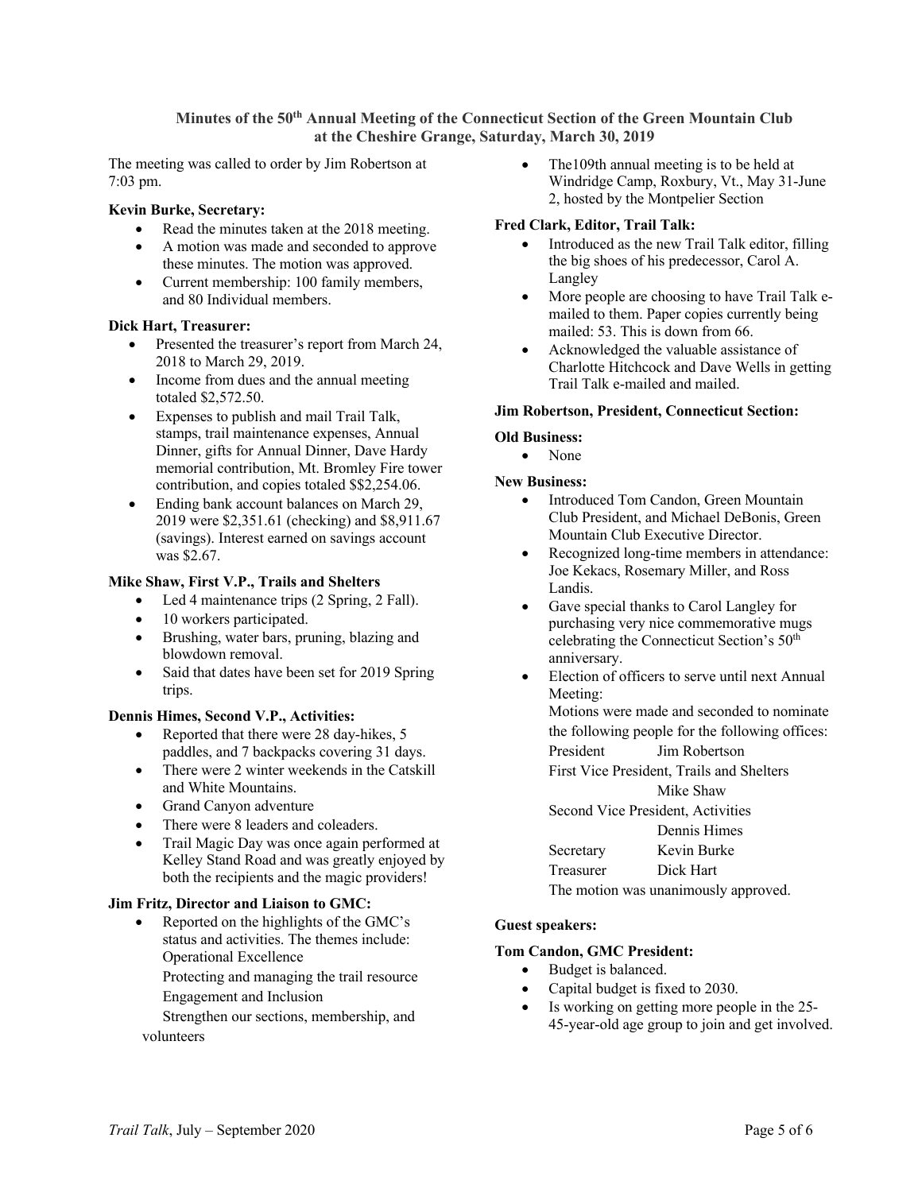**Minutes of the 50th Annual Meeting of the Connecticut Section of the Green Mountain Club at the Cheshire Grange, Saturday, March 30, 2019**

The meeting was called to order by Jim Robertson at 7:03 pm.

**Kevin Burke, Secretary:**

- Read the minutes taken at the 2018 meeting.
- A motion was made and seconded to approve these minutes. The motion was approved.
- Current membership: 100 family members, and 80 Individual members.

**Dick Hart, Treasurer:**

- Presented the treasurer's report from March 24, 2018 to March 29, 2019.
- Income from dues and the annual meeting totaled $2,572.50.
- Expenses to publish and mail Trail Talk, stamps, trail maintenance expenses, Annual Dinner, gifts for Annual Dinner, Dave Hardy memorial contribution, Mt. Bromley Fire tower contribution, and copies totaled $$2,254.06.
- Ending bank account balances on March 29, 2019 were $2,351.61 (checking) and $8,911.67 (savings). Interest earned on savings account was $2.67.

**Mike Shaw, First V.P., Trails and Shelters**

- Led 4 maintenance trips (2 Spring, 2 Fall).
- 10 workers participated.
- Brushing, water bars, pruning, blazing and blowdown removal.
- Said that dates have been set for 2019 Spring trips.

**Dennis Himes, Second V.P., Activities:**

- Reported that there were 28 day-hikes, 5 paddles, and 7 backpacks covering 31 days.
- There were 2 winter weekends in the Catskill and White Mountains.
- Grand Canyon adventure
- There were 8 leaders and coleaders.
- Trail Magic Day was once again performed at Kelley Stand Road and was greatly enjoyed by both the recipients and the magic providers!

**Jim Fritz, Director and Liaison to GMC:**

- Reported on the highlights of the GMC's status and activities. The themes include:
  Operational Excellence
  Protecting and managing the trail resource
  Engagement and Inclusion
  Strengthen our sections, membership, and volunteers
- The109th annual meeting is to be held at Windridge Camp, Roxbury, Vt., May 31-June 2, hosted by the Montpelier Section

**Fred Clark, Editor, Trail Talk:**

- Introduced as the new Trail Talk editor, filling the big shoes of his predecessor, Carol A. Langley
- More people are choosing to have Trail Talk e-mailed to them. Paper copies currently being mailed: 53. This is down from 66.
- Acknowledged the valuable assistance of Charlotte Hitchcock and Dave Wells in getting Trail Talk e-mailed and mailed.

**Jim Robertson, President, Connecticut Section:**

**Old Business:**

- None

**New Business:**

- Introduced Tom Candon, Green Mountain Club President, and Michael DeBonis, Green Mountain Club Executive Director.
- Recognized long-time members in attendance: Joe Kekacs, Rosemary Miller, and Ross Landis.
- Gave special thanks to Carol Langley for purchasing very nice commemorative mugs celebrating the Connecticut Section's 50th anniversary.
- Election of officers to serve until next Annual Meeting:
  Motions were made and seconded to nominate the following people for the following offices:
  President Jim Robertson
  First Vice President, Trails and Shelters Mike Shaw
  Second Vice President, Activities Dennis Himes
  Secretary Kevin Burke
  Treasurer Dick Hart
  The motion was unanimously approved.

**Guest speakers:**

**Tom Candon, GMC President:**

- Budget is balanced.
- Capital budget is fixed to 2030.
- Is working on getting more people in the 25-45-year-old age group to join and get involved.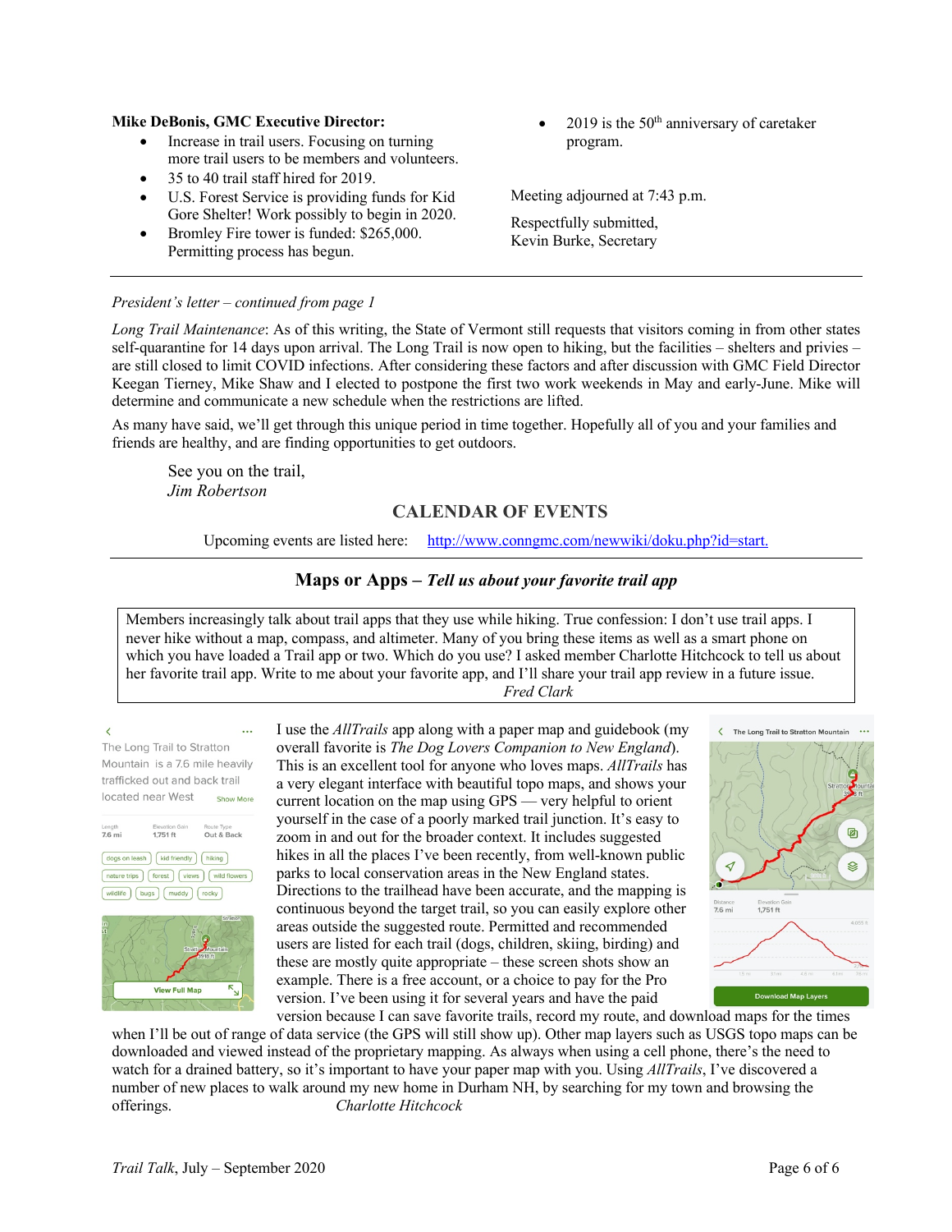**Mike DeBonis, GMC Executive Director:**

- Increase in trail users. Focusing on turning more trail users to be members and volunteers.
- 35 to 40 trail staff hired for 2019.
- U.S. Forest Service is providing funds for Kid Gore Shelter! Work possibly to begin in 2020.
- Bromley Fire tower is funded: $265,000. Permitting process has begun.
- 2019 is the 50th anniversary of caretaker program.

Meeting adjourned at 7:43 p.m.

Respectfully submitted,
Kevin Burke, Secretary

---

*President's letter – continued from page 1*

*Long Trail Maintenance*: As of this writing, the State of Vermont still requests that visitors coming in from other states self-quarantine for 14 days upon arrival. The Long Trail is now open to hiking, but the facilities – shelters and privies – are still closed to limit COVID infections. After considering these factors and after discussion with GMC Field Director Keegan Tierney, Mike Shaw and I elected to postpone the first two work weekends in May and early-June. Mike will determine and communicate a new schedule when the restrictions are lifted.

As many have said, we'll get through this unique period in time together. Hopefully all of you and your families and friends are healthy, and are finding opportunities to get outdoors.

See you on the trail,
*Jim Robertson*

## CALENDAR OF EVENTS

Upcoming events are listed here: http://www.conngmc.com/newwiki/doku.php?id=start.

---

## Maps or Apps – *Tell us about your favorite trail app*

Members increasingly talk about trail apps that they use while hiking. True confession: I don't use trail apps. I never hike without a map, compass, and altimeter. Many of you bring these items as well as a smart phone on which you have loaded a Trail app or two. Which do you use? I asked member Charlotte Hitchcock to tell us about her favorite trail app. Write to me about your favorite app, and I'll share your trail app review in a future issue.

*Fred Clark*

I use the *AllTrails* app along with a paper map and guidebook (my overall favorite is *The Dog Lovers Companion to New England*). This is an excellent tool for anyone who loves maps. *AllTrails* has a very elegant interface with beautiful topo maps, and shows your current location on the map using GPS — very helpful to orient yourself in the case of a poorly marked trail junction. It's easy to zoom in and out for the broader context. It includes suggested hikes in all the places I've been recently, from well-known public parks to local conservation areas in the New England states. Directions to the trailhead have been accurate, and the mapping is continuous beyond the target trail, so you can easily explore other areas outside the suggested route. Permitted and recommended users are listed for each trail (dogs, children, skiing, birding) and these are mostly quite appropriate – these screen shots show an example. There is a free account, or a choice to pay for the Pro version. I've been using it for several years and have the paid version because I can save favorite trails, record my route, and download maps for the times when I'll be out of range of data service (the GPS will still show up). Other map layers such as USGS topo maps can be downloaded and viewed instead of the proprietary mapping. As always when using a cell phone, there's the need to watch for a drained battery, so it's important to have your paper map with you. Using *AllTrails*, I've discovered a number of new places to walk around my new home in Durham NH, by searching for my town and browsing the offerings.

*Charlotte Hitchcock*